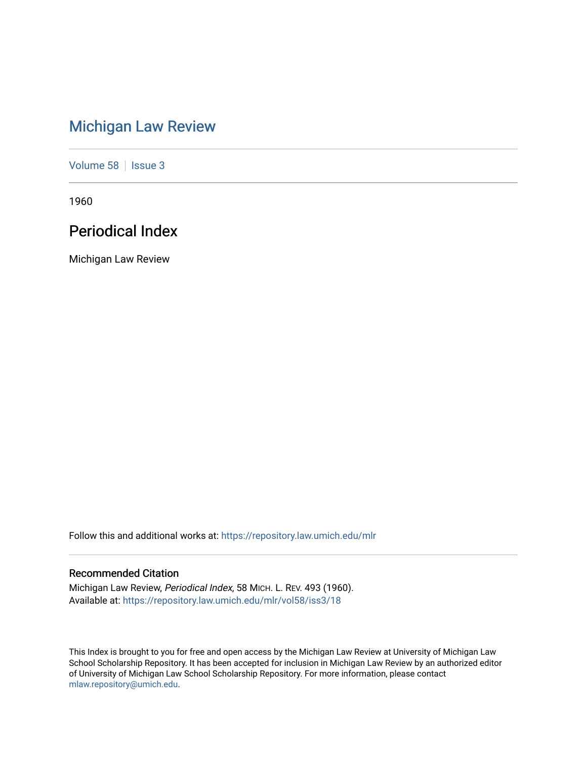# Michigan Law Review

Volume 58 | Issue 3

1960

## Periodical Index

Michigan Law Review

Follow this and additional works at: https://repository.law.umich.edu/mlr

### Recommended Citation

Michigan Law Review, *Periodical Index*, 58 MICH. L. REV. 493 (1960).
Available at: https://repository.law.umich.edu/mlr/vol58/iss3/18

This Index is brought to you for free and open access by the Michigan Law Review at University of Michigan Law School Scholarship Repository. It has been accepted for inclusion in Michigan Law Review by an authorized editor of University of Michigan Law School Scholarship Repository. For more information, please contact mlaw.repository@umich.edu.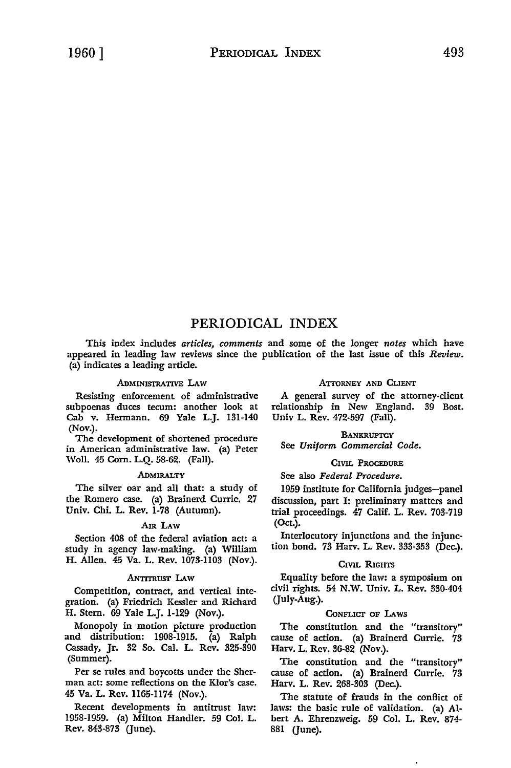# PERIODICAL INDEX

This index includes *articles, comments* and some of the longer *notes* which have appeared in leading law reviews since the publication of the last issue of this *Review*. (a) indicates a leading article.

### ADMINISTRATIVE LAW

Resisting enforcement of administrative subpoenas duces tecum: another look at Cab v. Hermann. 69 Yale L.J. 131-140 (Nov.).

The development of shortened procedure in American administrative law. (a) Peter Woll. 45 Corn. L.Q. 58-62. (Fall).

### ADMIRALTY

The silver oar and all that: a study of the Romero case. (a) Brainerd Currie. 27 Univ. Chi. L. Rev. 1-78 (Autumn).

### AIR LAW

Section 408 of the federal aviation act: a study in agency law-making. (a) William H. Allen. 45 Va. L. Rev. 1073-1103 (Nov.).

### ANTITRUST LAW

Competition, contract, and vertical integration. (a) Friedrich Kessler and Richard H. Stern. 69 Yale L.J. 1-129 (Nov.).

Monopoly in motion picture production and distribution: 1908-1915. (a) Ralph Cassady, Jr. 32 So. Cal. L. Rev. 325-390 (Summer).

Per se rules and boycotts under the Sherman act: some reflections on the Klor's case. 45 Va. L. Rev. 1165-1174 (Nov.).

Recent developments in antitrust law: 1958-1959. (a) Milton Handler. 59 Col. L. Rev. 843-873 (June).

### ATTORNEY AND CLIENT

A general survey of the attorney-client relationship in New England. 39 Bost. Univ L. Rev. 472-597 (Fall).

### BANKRUPTCY

See *Uniform Commercial Code.*

### CIVIL PROCEDURE

See also *Federal Procedure.*

1959 institute for California judges—panel discussion, part I: preliminary matters and trial proceedings. 47 Calif. L. Rev. 703-719 (Oct.).

Interlocutory injunctions and the injunction bond. 73 Harv. L. Rev. 333-353 (Dec.).

### CIVIL RIGHTS

Equality before the law: a symposium on civil rights. 54 N.W. Univ. L. Rev. 330-404 (July-Aug.).

### CONFLICT OF LAWS

The constitution and the "transitory" cause of action. (a) Brainerd Currie. 73 Harv. L. Rev. 36-82 (Nov.).

The constitution and the "transitory" cause of action. (a) Brainerd Currie. 73 Harv. L. Rev. 268-303 (Dec.).

The statute of frauds in the conflict of laws: the basic rule of validation. (a) Albert A. Ehrenzweig. 59 Col. L. Rev. 874-881 (June).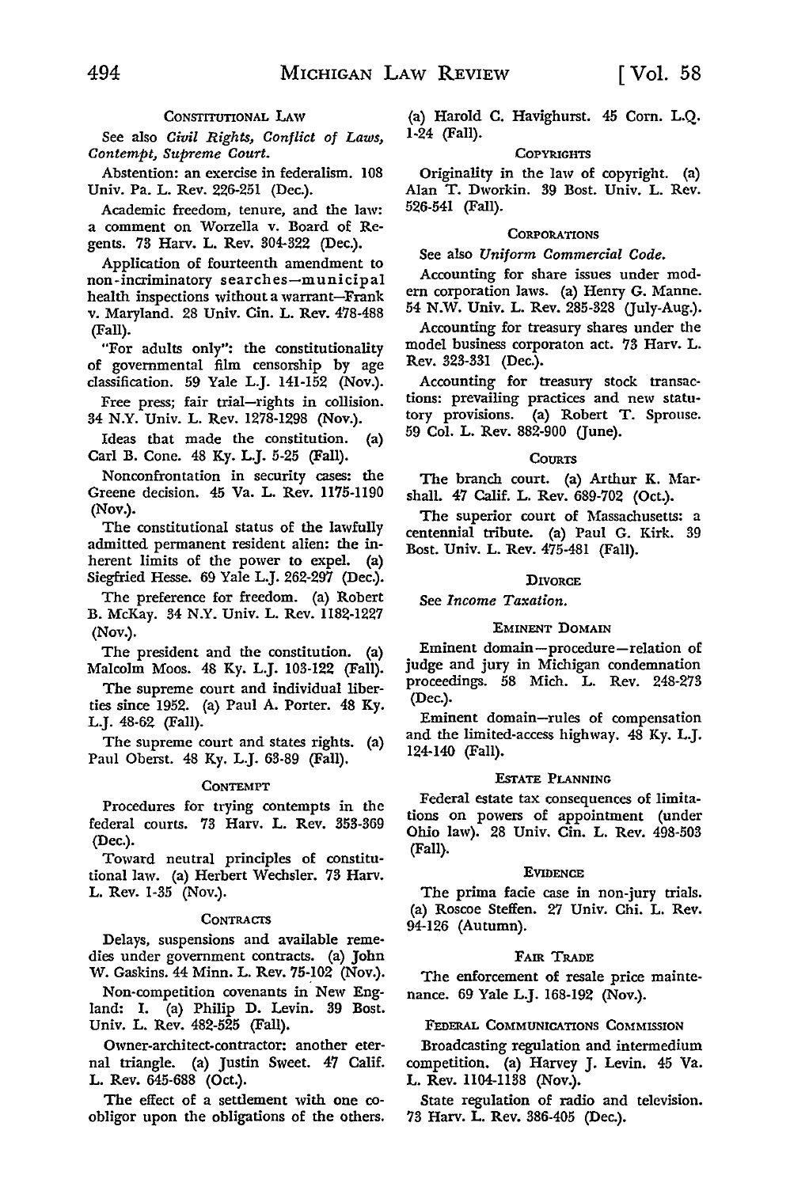### CONSTITUTIONAL LAW

See also *Civil Rights, Conflict of Laws, Contempt, Supreme Court.*

Abstention: an exercise in federalism. 108 Univ. Pa. L. Rev. 226-251 (Dec.).

Academic freedom, tenure, and the law: a comment on Worzella v. Board of Regents. 73 Harv. L. Rev. 304-322 (Dec.).

Application of fourteenth amendment to non-incriminatory searches—municipal health inspections without a warrant—Frank v. Maryland. 28 Univ. Cin. L. Rev. 478-488 (Fall).

"For adults only": the constitutionality of governmental film censorship by age classification. 59 Yale L.J. 141-152 (Nov.).

Free press; fair trial—rights in collision. 34 N.Y. Univ. L. Rev. 1278-1298 (Nov.).

Ideas that made the constitution. (a) Carl B. Cone. 48 Ky. L.J. 5-25 (Fall).

Nonconfrontation in security cases: the Greene decision. 45 Va. L. Rev. 1175-1190 (Nov.).

The constitutional status of the lawfully admitted permanent resident alien: the inherent limits of the power to expel. (a) Siegfried Hesse. 69 Yale L.J. 262-297 (Dec.).

The preference for freedom. (a) Robert B. McKay. 34 N.Y. Univ. L. Rev. 1182-1227 (Nov.).

The president and the constitution. (a) Malcolm Moos. 48 Ky. L.J. 103-122 (Fall).

The supreme court and individual liberties since 1952. (a) Paul A. Porter. 48 Ky. L.J. 48-62 (Fall).

The supreme court and states rights. (a) Paul Oberst. 48 Ky. L.J. 63-89 (Fall).

### CONTEMPT

Procedures for trying contempts in the federal courts. 73 Harv. L. Rev. 353-369 (Dec.).

Toward neutral principles of constitutional law. (a) Herbert Wechsler. 73 Harv. L. Rev. 1-35 (Nov.).

### CONTRACTS

Delays, suspensions and available remedies under government contracts. (a) John W. Gaskins. 44 Minn. L. Rev. 75-102 (Nov.).

Non-competition covenants in New England: I. (a) Philip D. Levin. 39 Bost. Univ. L. Rev. 482-525 (Fall).

Owner-architect-contractor: another eternal triangle. (a) Justin Sweet. 47 Calif. L. Rev. 645-688 (Oct.).

The effect of a settlement with one co-obligor upon the obligations of the others. (a) Harold C. Havighurst. 45 Corn. L.Q. 1-24 (Fall).

### COPYRIGHTS

Originality in the law of copyright. (a) Alan T. Dworkin. 39 Bost. Univ. L. Rev. 526-541 (Fall).

### CORPORATIONS

See also *Uniform Commercial Code.*

Accounting for share issues under modern corporation laws. (a) Henry G. Manne. 54 N.W. Univ. L. Rev. 285-328 (July-Aug.).

Accounting for treasury shares under the model business corporaton act. 73 Harv. L. Rev. 323-331 (Dec.).

Accounting for treasury stock transactions: prevailing practices and new statutory provisions. (a) Robert T. Sprouse. 59 Col. L. Rev. 882-900 (June).

### COURTS

The branch court. (a) Arthur K. Marshall. 47 Calif. L. Rev. 689-702 (Oct.).

The superior court of Massachusetts: a centennial tribute. (a) Paul G. Kirk. 39 Bost. Univ. L. Rev. 475-481 (Fall).

### DIVORCE

See *Income Taxation.*

### EMINENT DOMAIN

Eminent domain—procedure—relation of judge and jury in Michigan condemnation proceedings. 58 Mich. L. Rev. 248-273 (Dec.).

Eminent domain—rules of compensation and the limited-access highway. 48 Ky. L.J. 124-140 (Fall).

### ESTATE PLANNING

Federal estate tax consequences of limitations on powers of appointment (under Ohio law). 28 Univ. Cin. L. Rev. 498-503 (Fall).

### EVIDENCE

The prima facie case in non-jury trials. (a) Roscoe Steffen. 27 Univ. Chi. L. Rev. 94-126 (Autumn).

### FAIR TRADE

The enforcement of resale price maintenance. 69 Yale L.J. 168-192 (Nov.).

### FEDERAL COMMUNICATIONS COMMISSION

Broadcasting regulation and intermedium competition. (a) Harvey J. Levin. 45 Va. L. Rev. 1104-1138 (Nov.).

State regulation of radio and television. 73 Harv. L. Rev. 386-405 (Dec.).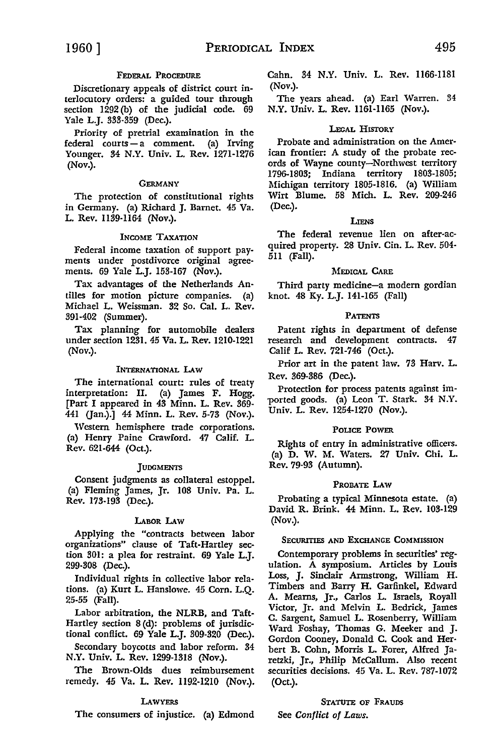### FEDERAL PROCEDURE

Discretionary appeals of district court interlocutory orders: a guided tour through section 1292(b) of the judicial code. 69 Yale L.J. 333-359 (Dec.).

Priority of pretrial examination in the federal courts — a comment. (a) Irving Younger. 34 N.Y. Univ. L. Rev. 1271-1276 (Nov.).

### GERMANY

The protection of constitutional rights in Germany. (a) Richard J. Barnet. 45 Va. L. Rev. 1139-1164 (Nov.).

### INCOME TAXATION

Federal income taxation of support payments under postdivorce original agreements. 69 Yale L.J. 153-167 (Nov.).

Tax advantages of the Netherlands Antilles for motion picture companies. (a) Michael L. Weissman. 32 So. Cal. L. Rev. 391-402 (Summer).

Tax planning for automobile dealers under section 1231. 45 Va. L. Rev. 1210-1221 (Nov.).

### INTERNATIONAL LAW

The international court: rules of treaty interpretation: II. (a) James F. Hogg. [Part I appeared in 43 Minn. L. Rev. 369-441 (Jan.).] 44 Minn. L. Rev. 5-73 (Nov.).

Western hemisphere trade corporations. (a) Henry Paine Crawford. 47 Calif. L. Rev. 621-644 (Oct.).

### JUDGMENTS

Consent judgments as collateral estoppel. (a) Fleming James, Jr. 108 Univ. Pa. L. Rev. 173-193 (Dec.).

### LABOR LAW

Applying the "contracts between labor organizations" clause of Taft-Hartley section 301: a plea for restraint. 69 Yale L.J. 299-308 (Dec.).

Individual rights in collective labor relations. (a) Kurt L. Hanslowe. 45 Corn. L.Q. 25-55 (Fall).

Labor arbitration, the NLRB, and Taft-Hartley section 8(d): problems of jurisdictional conflict. 69 Yale L.J. 309-320 (Dec.).

Secondary boycotts and labor reform. 34 N.Y. Univ. L. Rev. 1299-1318 (Nov.).

The Brown-Olds dues reimbursement remedy. 45 Va. L. Rev. 1192-1210 (Nov.).

### LAWYERS

The consumers of injustice. (a) Edmond Cahn. 34 N.Y. Univ. L. Rev. 1166-1181 (Nov.).

The years ahead. (a) Earl Warren. 34 N.Y. Univ. L. Rev. 1161-1165 (Nov.).

### LEGAL HISTORY

Probate and administration on the American frontier: A study of the probate records of Wayne county—Northwest territory 1796-1803; Indiana territory 1803-1805; Michigan territory 1805-1816. (a) William Wirt Blume. 58 Mich. L. Rev. 209-246 (Dec.).

### LIENS

The federal revenue lien on after-acquired property. 28 Univ. Cin. L. Rev. 504-511 (Fall).

### MEDICAL CARE

Third party medicine—a modern gordian knot. 48 Ky. L.J. 141-165 (Fall)

### PATENTS

Patent rights in department of defense research and development contracts. 47 Calif L. Rev. 721-746 (Oct.).

Prior art in the patent law. 73 Harv. L. Rev. 369-386 (Dec.).

Protection for process patents against imported goods. (a) Leon T. Stark. 34 N.Y. Univ. L. Rev. 1254-1270 (Nov.).

### POLICE POWER

Rights of entry in administrative officers. (a) D. W. M. Waters. 27 Univ. Chi. L. Rev. 79-93 (Autumn).

### PROBATE LAW

Probating a typical Minnesota estate. (a) David R. Brink. 44 Minn. L. Rev. 103-129 (Nov.).

### SECURITIES AND EXCHANGE COMMISSION

Contemporary problems in securities' regulation. A symposium. Articles by Louis Loss, J. Sinclair Armstrong, William H. Timbers and Barry H. Garfinkel, Edward A. Mearns, Jr., Carlos L. Israels, Royall Victor, Jr. and Melvin L. Bedrick, James C. Sargent, Samuel L. Rosenberry, William Ward Foshay, Thomas G. Meeker and J. Gordon Cooney, Donald C. Cook and Herbert B. Cohn, Morris L. Forer, Alfred Jaretzki, Jr., Philip McCallum. Also recent securities decisions. 45 Va. L. Rev. 787-1072 (Oct.).

### STATUTE OF FRAUDS

See *Conflict of Laws.*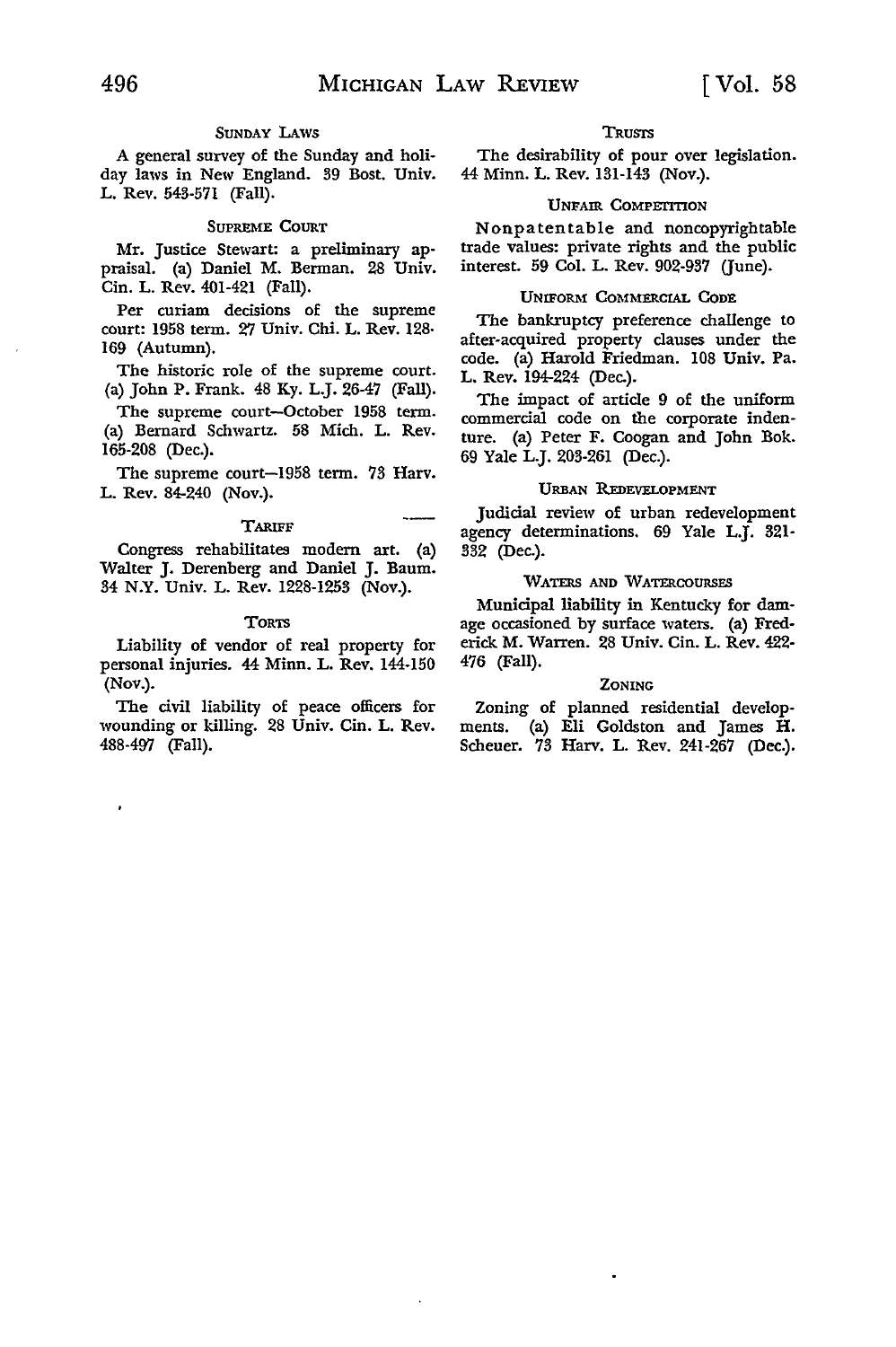### SUNDAY LAWS

A general survey of the Sunday and holiday laws in New England. 39 Bost. Univ. L. Rev. 543-571 (Fall).

### SUPREME COURT

Mr. Justice Stewart: a preliminary appraisal. (a) Daniel M. Berman. 28 Univ. Cin. L. Rev. 401-421 (Fall).

Per curiam decisions of the supreme court: 1958 term. 27 Univ. Chi. L. Rev. 128-169 (Autumn).

The historic role of the supreme court. (a) John P. Frank. 48 Ky. L.J. 26-47 (Fall).

The supreme court—October 1958 term. (a) Bernard Schwartz. 58 Mich. L. Rev. 165-208 (Dec.).

The supreme court—1958 term. 73 Harv. L. Rev. 84-240 (Nov.).

### TARIFF

Congress rehabilitates modern art. (a) Walter J. Derenberg and Daniel J. Baum. 34 N.Y. Univ. L. Rev. 1228-1253 (Nov.).

### TORTS

Liability of vendor of real property for personal injuries. 44 Minn. L. Rev. 144-150 (Nov.).

The civil liability of peace officers for wounding or killing. 28 Univ. Cin. L. Rev. 488-497 (Fall).

### TRUSTS

The desirability of pour over legislation. 44 Minn. L. Rev. 131-143 (Nov.).

### UNFAIR COMPETITION

Nonpatentable and noncopyrightable trade values: private rights and the public interest. 59 Col. L. Rev. 902-937 (June).

### UNIFORM COMMERCIAL CODE

The bankruptcy preference challenge to after-acquired property clauses under the code. (a) Harold Friedman. 108 Univ. Pa. L. Rev. 194-224 (Dec.).

The impact of article 9 of the uniform commercial code on the corporate indenture. (a) Peter F. Coogan and John Bok. 69 Yale L.J. 203-261 (Dec.).

### URBAN REDEVELOPMENT

Judicial review of urban redevelopment agency determinations. 69 Yale L.J. 321-332 (Dec.).

### WATERS AND WATERCOURSES

Municipal liability in Kentucky for damage occasioned by surface waters. (a) Frederick M. Warren. 28 Univ. Cin. L. Rev. 422-476 (Fall).

### ZONING

Zoning of planned residential developments. (a) Eli Goldston and James H. Scheuer. 73 Harv. L. Rev. 241-267 (Dec.).